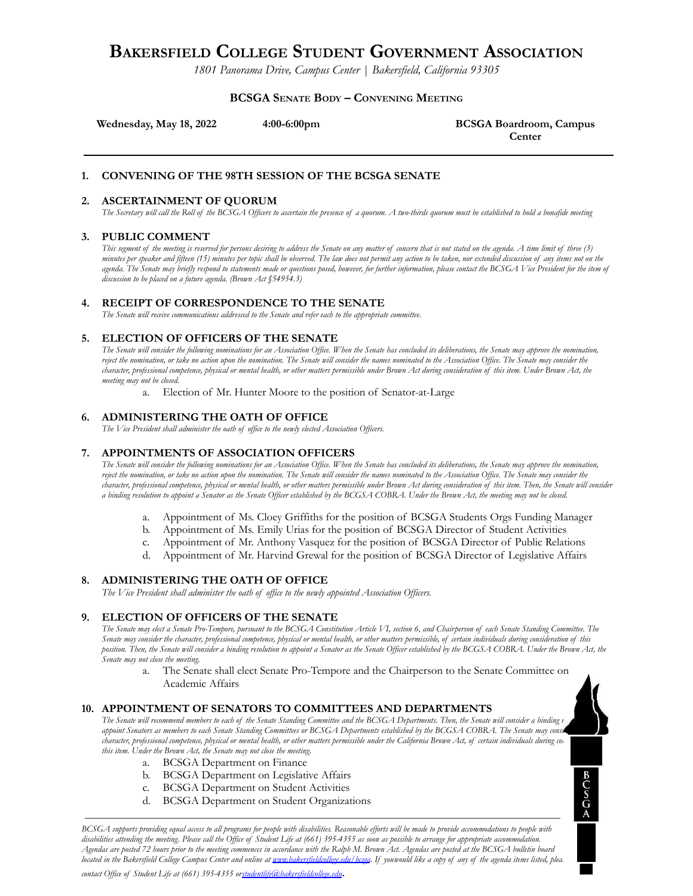# Bakersfield College Student Government Association

*1801 Panorama Drive, Campus Center | Bakersfield, California 93305*

**BCSGA Senate Body – Convening Meeting**

**Wednesday, May 18, 2022** **4:00-6:00pm** **BCSGA Boardroom, Campus Center**

## 1. CONVENING OF THE 98TH SESSION OF THE BCSGA SENATE

## 2. ASCERTAINMENT OF QUORUM

*The Secretary will call the Roll of the BCSGA Officers to ascertain the presence of a quorum. A two-thirds quorum must be established to hold a bonafide meeting*

## 3. PUBLIC COMMENT

*This segment of the meeting is reserved for persons desiring to address the Senate on any matter of concern that is not stated on the agenda. A time limit of three (3) minutes per speaker and fifteen (15) minutes per topic shall be observed. The law does not permit any action to be taken, nor extended discussion of any items not on the agenda. The Senate may briefly respond to statements made or questions posed, however, for further information, please contact the BCSGA Vice President for the item of discussion to be placed on a future agenda. (Brown Act §54954.3)*

## 4. RECEIPT OF CORRESPONDENCE TO THE SENATE

*The Senate will receive communications addressed to the Senate and refer each to the appropriate committee.*

## 5. ELECTION OF OFFICERS OF THE SENATE

*The Senate will consider the following nominations for an Association Office. When the Senate has concluded its deliberations, the Senate may approve the nomination, reject the nomination, or take no action upon the nomination. The Senate will consider the names nominated to the Association Office. The Senate may consider the character, professional competence, physical or mental health, or other matters permissible under Brown Act during consideration of this item. Under Brown Act, the meeting may not be closed.*

a. Election of Mr. Hunter Moore to the position of Senator-at-Large

## 6. ADMINISTERING THE OATH OF OFFICE

*The Vice President shall administer the oath of office to the newly elected Association Officers.*

## 7. APPOINTMENTS OF ASSOCIATION OFFICERS

*The Senate will consider the following nominations for an Association Office. When the Senate has concluded its deliberations, the Senate may approve the nomination, reject the nomination, or take no action upon the nomination. The Senate will consider the names nominated to the Association Office. The Senate may consider the character, professional competence, physical or mental health, or other matters permissible under Brown Act during consideration of this item. Then, the Senate will consider a binding resolution to appoint a Senator as the Senate Officer established by the BCGSA COBRA. Under the Brown Act, the meeting may not be closed.*

a. Appointment of Ms. Cloey Griffiths for the position of BCSGA Students Orgs Funding Manager
b. Appointment of Ms. Emily Urias for the position of BCSGA Director of Student Activities
c. Appointment of Mr. Anthony Vasquez for the position of BCSGA Director of Public Relations
d. Appointment of Mr. Harvind Grewal for the position of BCSGA Director of Legislative Affairs

## 8. ADMINISTERING THE OATH OF OFFICE

*The Vice President shall administer the oath of office to the newly appointed Association Officers.*

## 9. ELECTION OF OFFICERS OF THE SENATE

*The Senate may elect a Senate Pro-Tempore, pursuant to the BCSGA Constitution Article VI, section 6, and Chairperson of each Senate Standing Committee. The Senate may consider the character, professional competence, physical or mental health, or other matters permissible, of certain individuals during consideration of this position. Then, the Senate will consider a binding resolution to appoint a Senator as the Senate Officer established by the BCGSA COBRA. Under the Brown Act, the Senate may not close the meeting.*

a. The Senate shall elect Senate Pro-Tempore and the Chairperson to the Senate Committee on Academic Affairs

## 10. APPOINTMENT OF SENATORS TO COMMITTEES AND DEPARTMENTS

*The Senate will recommend members to each of the Senate Standing Committee and the BCSGA Departments. Then, the Senate will consider a binding r... appoint Senators as members to each Senate Standing Committees or BCSGA Departments established by the BCGSA COBRA. The Senate may cons... character, professional competence, physical or mental health, or other matters permissible under the California Brown Act, of certain individuals during co... this item. Under the Brown Act, the Senate may not close the meeting.*

a. BCSGA Department on Finance
b. BCSGA Department on Legislative Affairs
c. BCSGA Department on Student Activities
d. BCSGA Department on Student Organizations

*BCSGA supports providing equal access to all programs for people with disabilities. Reasonable efforts will be made to provide accommodations to people with disabilities attending the meeting. Please call the Office of Student Life at (661) 395-4355 as soon as possible to arrange for appropriate accommodation. Agendas are posted 72 hours prior to the meeting commences in accordance with the Ralph M. Brown Act. Agendas are posted at the BCSGA bulletin board located in the Bakersfield College Campus Center and online at [www.bakersfieldcollege.edu/bcsga](www.bakersfieldcollege.edu/bcsga). If youwould like a copy of any of the agenda items listed, plea... contact Office of Student Life at (661) 395-4355 or[studentlife@bakersfieldcollege.edu](mailto:studentlife@bakersfieldcollege.edu).*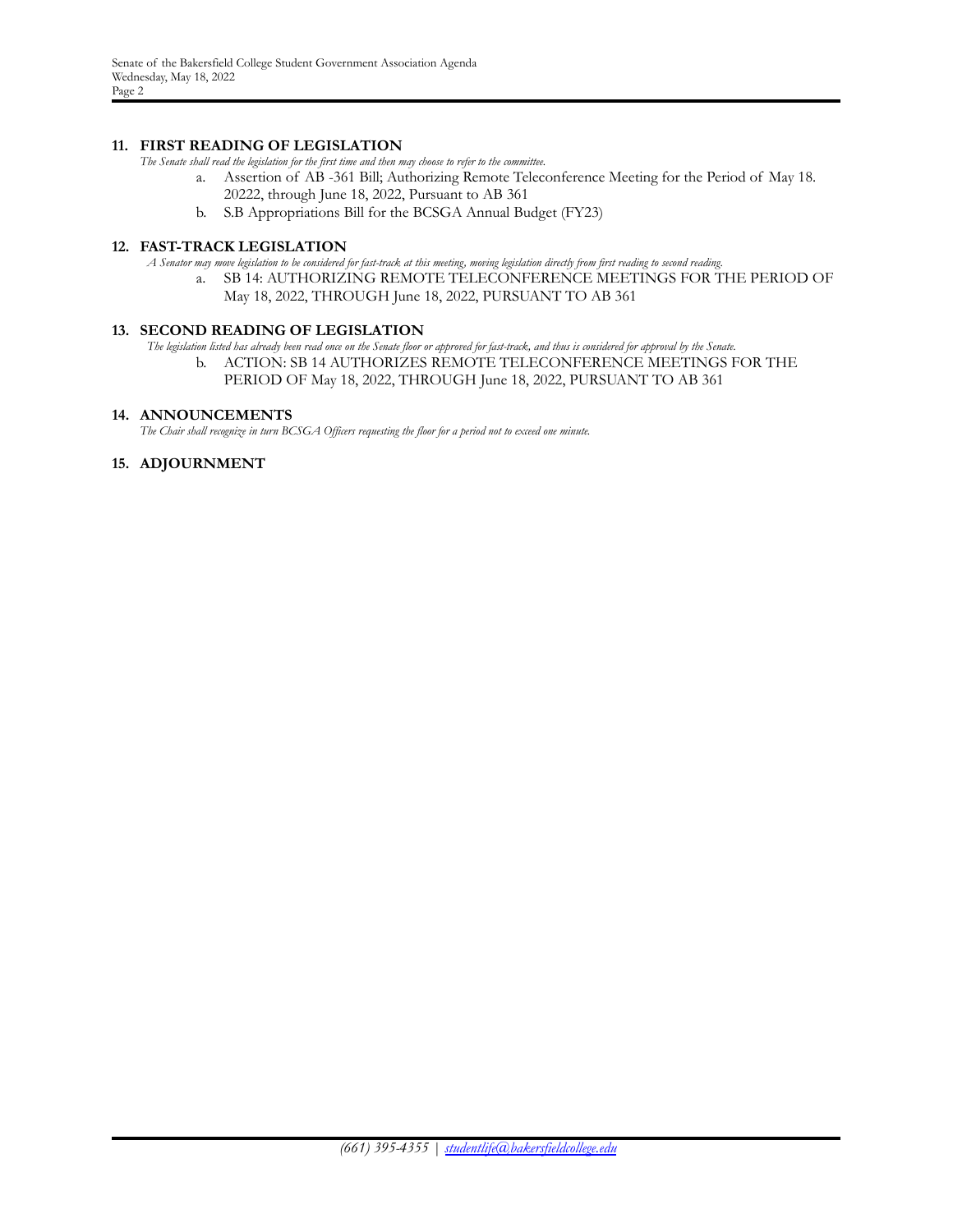## 11. FIRST READING OF LEGISLATION

*The Senate shall read the legislation for the first time and then may choose to refer to the committee.*

a. Assertion of AB -361 Bill; Authorizing Remote Teleconference Meeting for the Period of May 18. 20222, through June 18, 2022, Pursuant to AB 361

b. S.B Appropriations Bill for the BCSGA Annual Budget (FY23)

## 12. FAST-TRACK LEGISLATION

*A Senator may move legislation to be considered for fast-track at this meeting, moving legislation directly from first reading to second reading.*

a. SB 14: AUTHORIZING REMOTE TELECONFERENCE MEETINGS FOR THE PERIOD OF May 18, 2022, THROUGH June 18, 2022, PURSUANT TO AB 361

## 13. SECOND READING OF LEGISLATION

*The legislation listed has already been read once on the Senate floor or approved for fast-track, and thus is considered for approval by the Senate.*

b. ACTION: SB 14 AUTHORIZES REMOTE TELECONFERENCE MEETINGS FOR THE PERIOD OF May 18, 2022, THROUGH June 18, 2022, PURSUANT TO AB 361

## 14. ANNOUNCEMENTS

*The Chair shall recognize in turn BCSGA Officers requesting the floor for a period not to exceed one minute.*

## 15. ADJOURNMENT

*(661) 395-4355 | studentlife@bakersfieldcollege.edu*